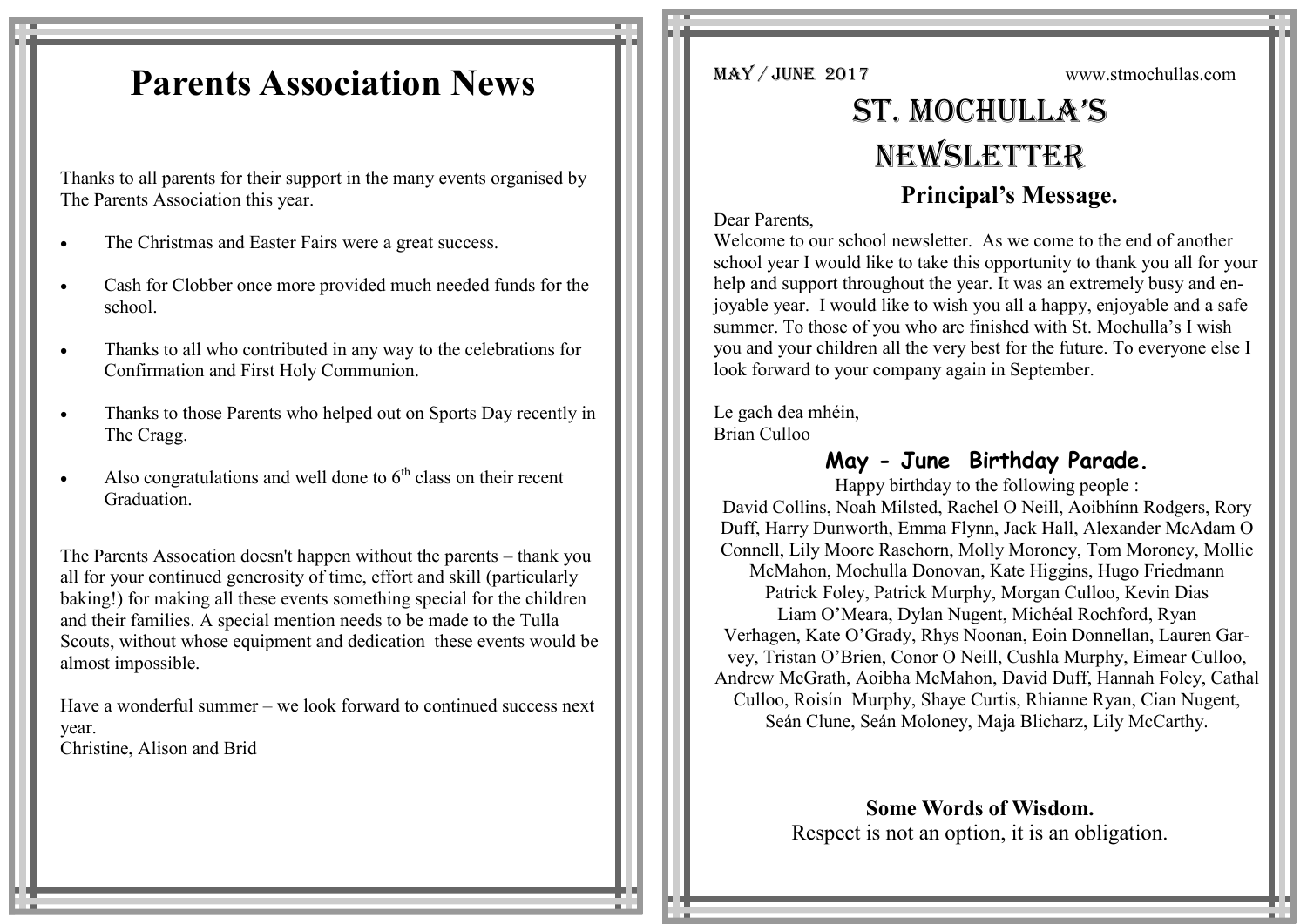# Parents Association News

Thanks to all parents for their support in the many events organised by The Parents Association this year.

- The Christmas and Easter Fairs were a great success.
- Cash for Clobber once more provided much needed funds for the school.
- Thanks to all who contributed in any way to the celebrations for Confirmation and First Holy Communion.
- Thanks to those Parents who helped out on Sports Day recently in The Cragg.
- Also congratulations and well done to 6th class on their recent Graduation.

The Parents Assocation doesn't happen without the parents – thank you all for your continued generosity of time, effort and skill (particularly baking!) for making all these events something special for the children and their families. A special mention needs to be made to the Tulla Scouts, without whose equipment and dedication these events would be almost impossible.

Have a wonderful summer – we look forward to continued success next year.
Christine, Alison and Brid

MAY / JUNE 2017 www.stmochullas.com

# ST. MOCHULLA'S NEWSLETTER

## Principal's Message.

Dear Parents,
Welcome to our school newsletter. As we come to the end of another school year I would like to take this opportunity to thank you all for your help and support throughout the year. It was an extremely busy and enjoyable year. I would like to wish you all a happy, enjoyable and a safe summer. To those of you who are finished with St. Mochulla's I wish you and your children all the very best for the future. To everyone else I look forward to your company again in September.

Le gach dea mhéin,
Brian Culloo

## May - June Birthday Parade.

Happy birthday to the following people :
David Collins, Noah Milsted, Rachel O Neill, Aoibhínn Rodgers, Rory Duff, Harry Dunworth, Emma Flynn, Jack Hall, Alexander McAdam O Connell, Lily Moore Rasehorn, Molly Moroney, Tom Moroney, Mollie McMahon, Mochulla Donovan, Kate Higgins, Hugo Friedmann Patrick Foley, Patrick Murphy, Morgan Culloo, Kevin Dias Liam O'Meara, Dylan Nugent, Michéal Rochford, Ryan Verhagen, Kate O'Grady, Rhys Noonan, Eoin Donnellan, Lauren Garvey, Tristan O'Brien, Conor O Neill, Cushla Murphy, Eimear Culloo, Andrew McGrath, Aoibha McMahon, David Duff, Hannah Foley, Cathal Culloo, Roisín Murphy, Shaye Curtis, Rhianne Ryan, Cian Nugent, Seán Clune, Seán Moloney, Maja Blicharz, Lily McCarthy.

**Some Words of Wisdom.**
Respect is not an option, it is an obligation.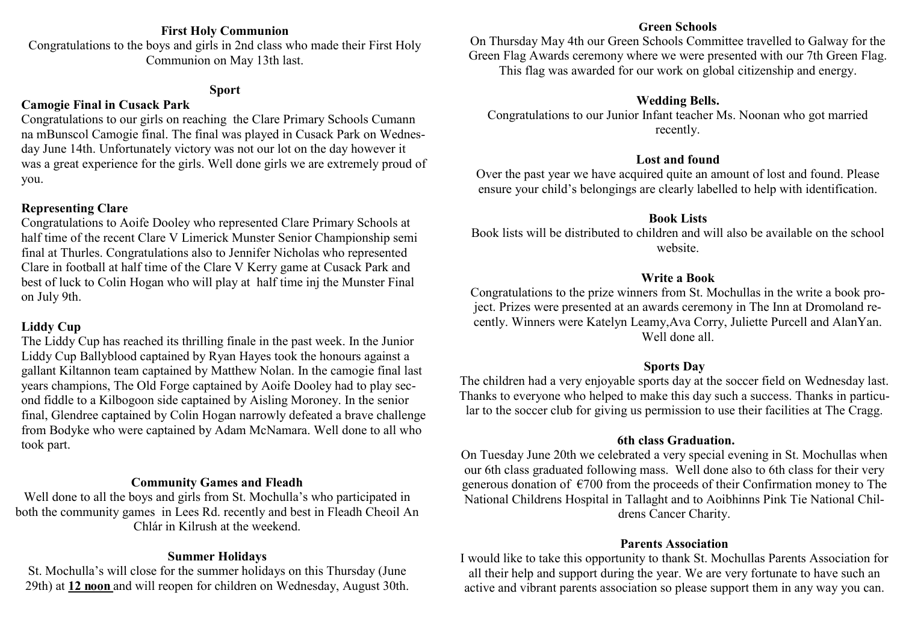## First Holy Communion

Congratulations to the boys and girls in 2nd class who made their First Holy Communion on May 13th last.

## Sport

### Camogie Final in Cusack Park

Congratulations to our girls on reaching the Clare Primary Schools Cumann na mBunscol Camogie final. The final was played in Cusack Park on Wednesday June 14th. Unfortunately victory was not our lot on the day however it was a great experience for the girls. Well done girls we are extremely proud of you.

### Representing Clare

Congratulations to Aoife Dooley who represented Clare Primary Schools at half time of the recent Clare V Limerick Munster Senior Championship semi final at Thurles. Congratulations also to Jennifer Nicholas who represented Clare in football at half time of the Clare V Kerry game at Cusack Park and best of luck to Colin Hogan who will play at half time inj the Munster Final on July 9th.

### Liddy Cup

The Liddy Cup has reached its thrilling finale in the past week. In the Junior Liddy Cup Ballyblood captained by Ryan Hayes took the honours against a gallant Kiltannon team captained by Matthew Nolan. In the camogie final last years champions, The Old Forge captained by Aoife Dooley had to play second fiddle to a Kilbogoon side captained by Aisling Moroney. In the senior final, Glendree captained by Colin Hogan narrowly defeated a brave challenge from Bodyke who were captained by Adam McNamara. Well done to all who took part.

## Community Games and Fleadh

Well done to all the boys and girls from St. Mochulla's who participated in both the community games in Lees Rd. recently and best in Fleadh Cheoil An Chlár in Kilrush at the weekend.

## Summer Holidays

St. Mochulla's will close for the summer holidays on this Thursday (June 29th) at **12 noon** and will reopen for children on Wednesday, August 30th.

## Green Schools

On Thursday May 4th our Green Schools Committee travelled to Galway for the Green Flag Awards ceremony where we were presented with our 7th Green Flag. This flag was awarded for our work on global citizenship and energy.

## Wedding Bells.

Congratulations to our Junior Infant teacher Ms. Noonan who got married recently.

## Lost and found

Over the past year we have acquired quite an amount of lost and found. Please ensure your child's belongings are clearly labelled to help with identification.

## Book Lists

Book lists will be distributed to children and will also be available on the school website.

## Write a Book

Congratulations to the prize winners from St. Mochullas in the write a book project. Prizes were presented at an awards ceremony in The Inn at Dromoland recently. Winners were Katelyn Leamy,Ava Corry, Juliette Purcell and AlanYan. Well done all.

## Sports Day

The children had a very enjoyable sports day at the soccer field on Wednesday last. Thanks to everyone who helped to make this day such a success. Thanks in particular to the soccer club for giving us permission to use their facilities at The Cragg.

## 6th class Graduation.

On Tuesday June 20th we celebrated a very special evening in St. Mochullas when our 6th class graduated following mass. Well done also to 6th class for their very generous donation of €700 from the proceeds of their Confirmation money to The National Childrens Hospital in Tallaght and to Aoibhinns Pink Tie National Childrens Cancer Charity.

## Parents Association

I would like to take this opportunity to thank St. Mochullas Parents Association for all their help and support during the year. We are very fortunate to have such an active and vibrant parents association so please support them in any way you can.